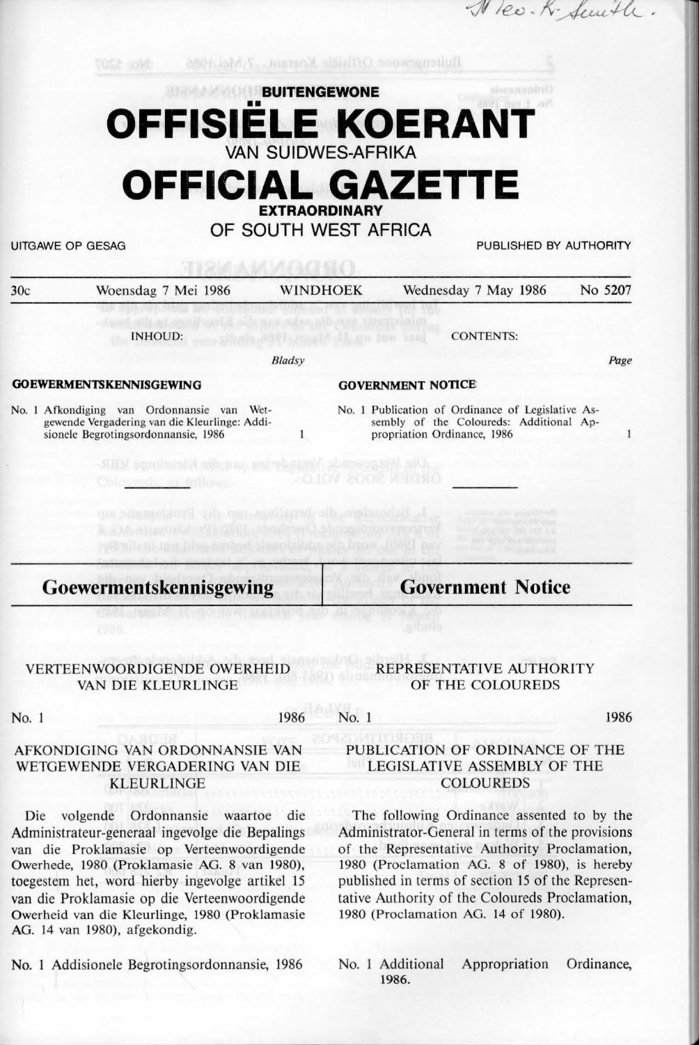# BUITENGEWONE

# OFFISIËLE KOERANT

## VAN SUIDWES-AFRIKA

# OFFICIAL GAZETTE

## EXTRAORDINARY

## OF SOUTH WEST AFRICA

UITGAWE OP GESAG — PUBLISHED BY AUTHORITY

30c — Woensdag 7 Mei 1986 — WINDHOEK — Wednesday 7 May 1986 — No 5207

INHOUD: — CONTENTS:

*Bladsy* — *Page*

**GOEWERMENTSKENNISGEWING**

No. 1 Afkondiging van Ordonnansie van Wetgewende Vergadering van die Kleurlinge: Addisionele Begrotingsordonnansie, 1986 — 1

**GOVERNMENT NOTICE**

No. 1 Publication of Ordinance of Legislative Assembly of the Coloureds: Additional Appropriation Ordinance, 1986 — 1

---

## Goewermentskennisgewing

VERTEENWOORDIGENDE OWERHEID VAN DIE KLEURLINGE

No. 1 — 1986

AFKONDIGING VAN ORDONNANSIE VAN WETGEWENDE VERGADERING VAN DIE KLEURLINGE

Die volgende Ordonnansie waartoe die Administrateur-generaal ingevolge die Bepalings van die Proklamasie op Verteenwoordigende Owerhede, 1980 (Proklamasie AG. 8 van 1980), toegestem het, word hierby ingevolge artikel 15 van die Proklamasie op die Verteenwoordigende Owerheid van die Kleurlinge, 1980 (Proklamasie AG. 14 van 1980), afgekondig.

No. 1 Addisionele Begrotingsordonnansie, 1986

## Government Notice

REPRESENTATIVE AUTHORITY OF THE COLOUREDS

No. 1 — 1986

PUBLICATION OF ORDINANCE OF THE LEGISLATIVE ASSEMBLY OF THE COLOUREDS

The following Ordinance assented to by the Administrator-General in terms of the provisions of the Representative Authority Proclamation, 1980 (Proclamation AG. 8 of 1980), is hereby published in terms of section 15 of the Representative Authority of the Coloureds Proclamation, 1980 (Proclamation AG. 14 of 1980).

No. 1 Additional Appropriation Ordinance, 1986.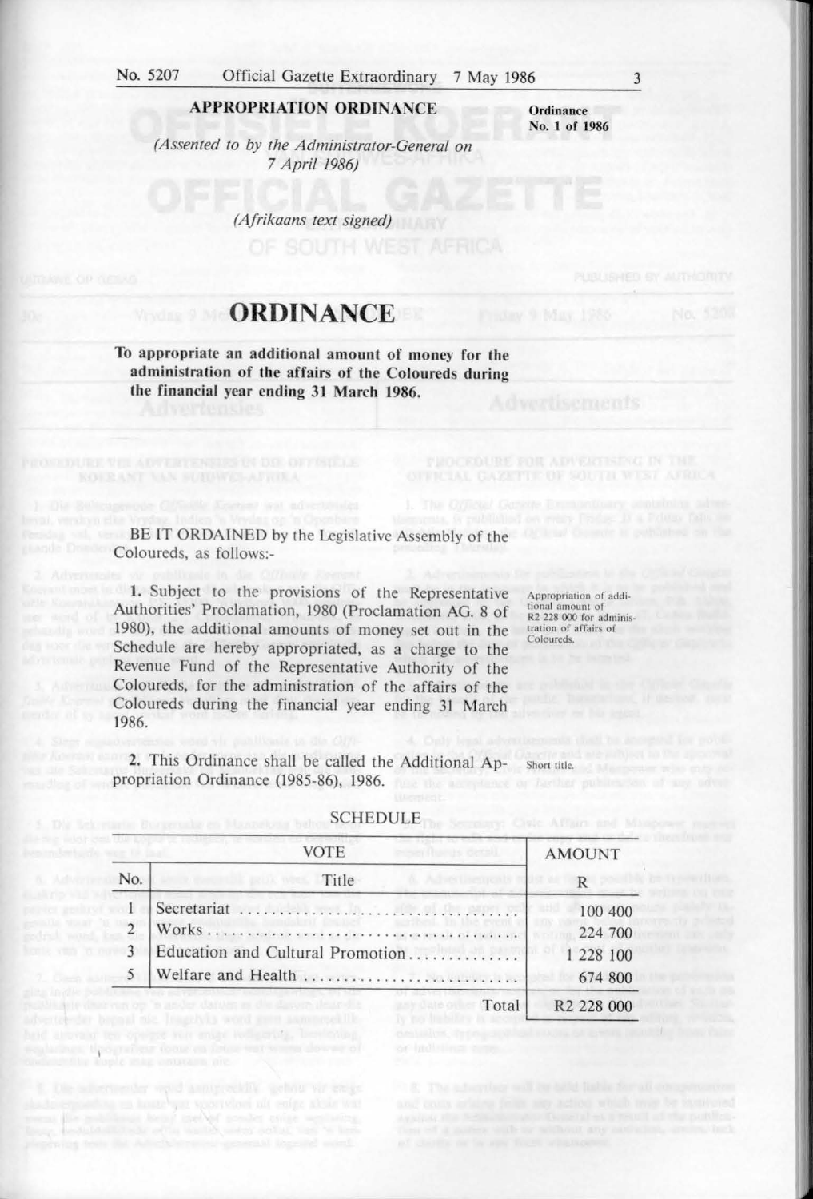APPROPRIATION ORDINANCE

Ordinance No. 1 of 1986

*(Assented to by the Administrator-General on 7 April 1986)*

*(Afrikaans text signed)*

# ORDINANCE

**To appropriate an additional amount of money for the administration of the affairs of the Coloureds during the financial year ending 31 March 1986.**

BE IT ORDAINED by the Legislative Assembly of the Coloureds, as follows:-

Appropriation of additional amount of R2 228 000 for administration of affairs of Coloureds.

**1.** Subject to the provisions of the Representative Authorities' Proclamation, 1980 (Proclamation AG. 8 of 1980), the additional amounts of money set out in the Schedule are hereby appropriated, as a charge to the Revenue Fund of the Representative Authority of the Coloureds, for the administration of the affairs of the Coloureds during the financial year ending 31 March 1986.

Short title.

**2.** This Ordinance shall be called the Additional Appropriation Ordinance (1985-86), 1986.

SCHEDULE

| VOTE | | AMOUNT |
|---|---|---|
| No. | Title | R |
| 1 | Secretariat | 100 400 |
| 2 | Works | 224 700 |
| 3 | Education and Cultural Promotion | 1 228 100 |
| 5 | Welfare and Health | 674 800 |
| | Total | R2 228 000 |